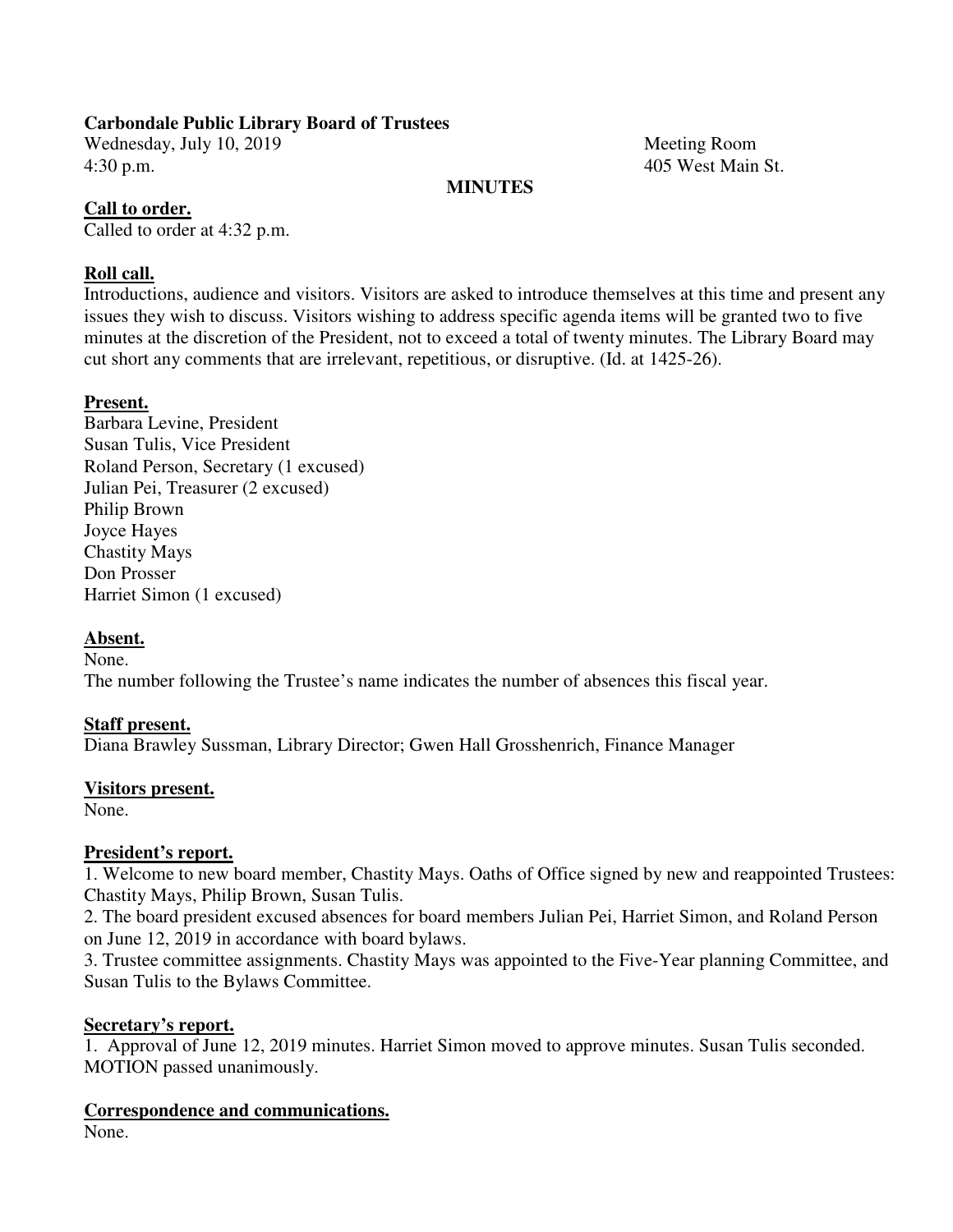**Carbondale Public Library Board of Trustees**

Wednesday, July 10, 2019
4:30 p.m.

Meeting Room
405 West Main St.

**MINUTES**

**Call to order.**
Called to order at 4:32 p.m.

**Roll call.**
Introductions, audience and visitors. Visitors are asked to introduce themselves at this time and present any issues they wish to discuss. Visitors wishing to address specific agenda items will be granted two to five minutes at the discretion of the President, not to exceed a total of twenty minutes. The Library Board may cut short any comments that are irrelevant, repetitious, or disruptive. (Id. at 1425-26).

**Present.**
Barbara Levine, President
Susan Tulis, Vice President
Roland Person, Secretary (1 excused)
Julian Pei, Treasurer (2 excused)
Philip Brown
Joyce Hayes
Chastity Mays
Don Prosser
Harriet Simon (1 excused)

**Absent.**
None.
The number following the Trustee's name indicates the number of absences this fiscal year.

**Staff present.**
Diana Brawley Sussman, Library Director; Gwen Hall Grosshenrich, Finance Manager

**Visitors present.**
None.

**President's report.**
1. Welcome to new board member, Chastity Mays. Oaths of Office signed by new and reappointed Trustees: Chastity Mays, Philip Brown, Susan Tulis.
2. The board president excused absences for board members Julian Pei, Harriet Simon, and Roland Person on June 12, 2019 in accordance with board bylaws.
3. Trustee committee assignments. Chastity Mays was appointed to the Five-Year planning Committee, and Susan Tulis to the Bylaws Committee.

**Secretary's report.**
1. Approval of June 12, 2019 minutes. Harriet Simon moved to approve minutes. Susan Tulis seconded. MOTION passed unanimously.

**Correspondence and communications.**
None.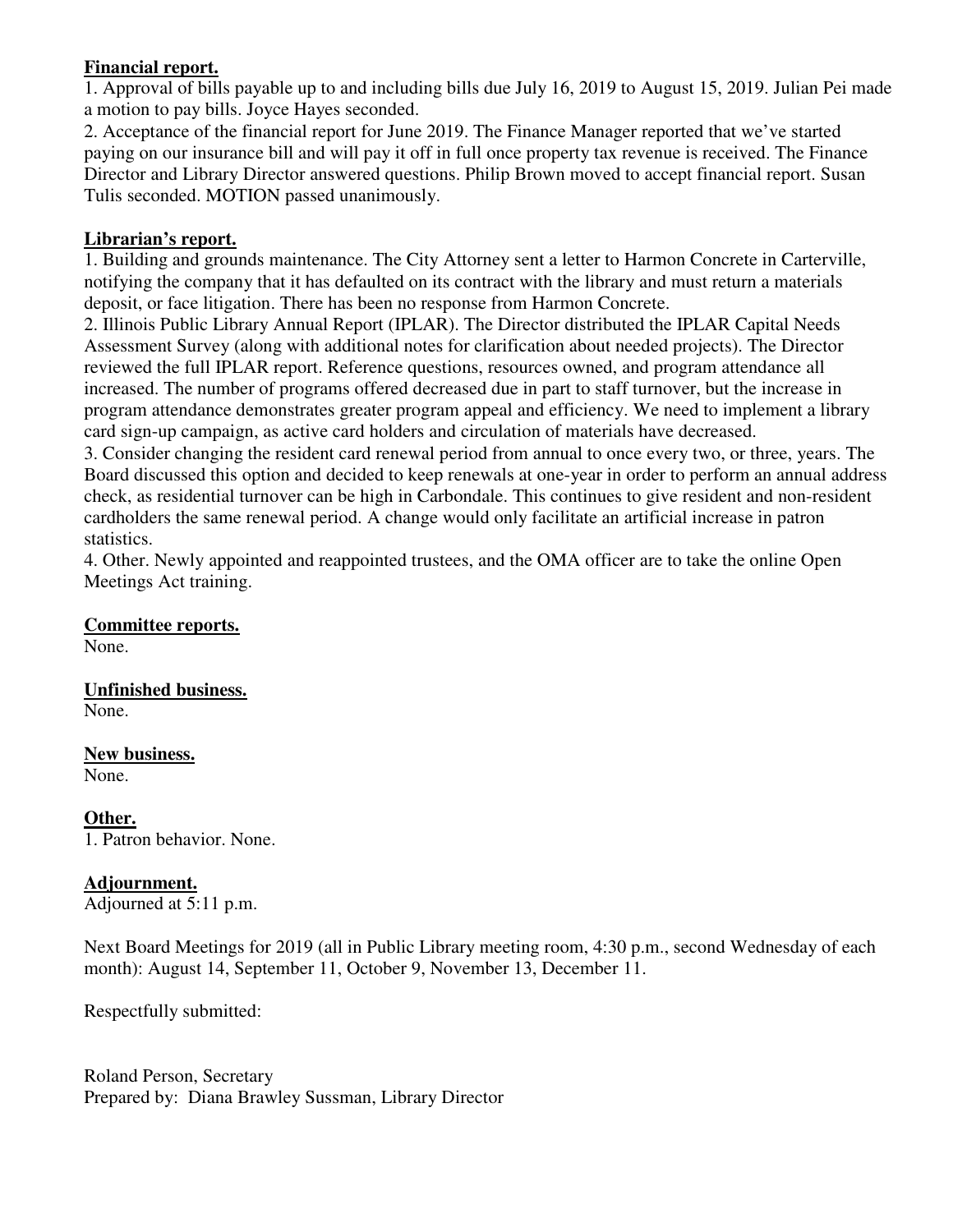**Financial report.**

1. Approval of bills payable up to and including bills due July 16, 2019 to August 15, 2019. Julian Pei made a motion to pay bills. Joyce Hayes seconded.
2. Acceptance of the financial report for June 2019. The Finance Manager reported that we've started paying on our insurance bill and will pay it off in full once property tax revenue is received. The Finance Director and Library Director answered questions. Philip Brown moved to accept financial report. Susan Tulis seconded. MOTION passed unanimously.

**Librarian's report.**

1. Building and grounds maintenance. The City Attorney sent a letter to Harmon Concrete in Carterville, notifying the company that it has defaulted on its contract with the library and must return a materials deposit, or face litigation. There has been no response from Harmon Concrete.
2. Illinois Public Library Annual Report (IPLAR). The Director distributed the IPLAR Capital Needs Assessment Survey (along with additional notes for clarification about needed projects). The Director reviewed the full IPLAR report. Reference questions, resources owned, and program attendance all increased. The number of programs offered decreased due in part to staff turnover, but the increase in program attendance demonstrates greater program appeal and efficiency. We need to implement a library card sign-up campaign, as active card holders and circulation of materials have decreased.
3. Consider changing the resident card renewal period from annual to once every two, or three, years. The Board discussed this option and decided to keep renewals at one-year in order to perform an annual address check, as residential turnover can be high in Carbondale. This continues to give resident and non-resident cardholders the same renewal period. A change would only facilitate an artificial increase in patron statistics.
4. Other. Newly appointed and reappointed trustees, and the OMA officer are to take the online Open Meetings Act training.

**Committee reports.**

None.

**Unfinished business.**

None.

**New business.**

None.

**Other.**

1. Patron behavior. None.

**Adjournment.**

Adjourned at 5:11 p.m.

Next Board Meetings for 2019 (all in Public Library meeting room, 4:30 p.m., second Wednesday of each month): August 14, September 11, October 9, November 13, December 11.

Respectfully submitted:

Roland Person, Secretary
Prepared by: Diana Brawley Sussman, Library Director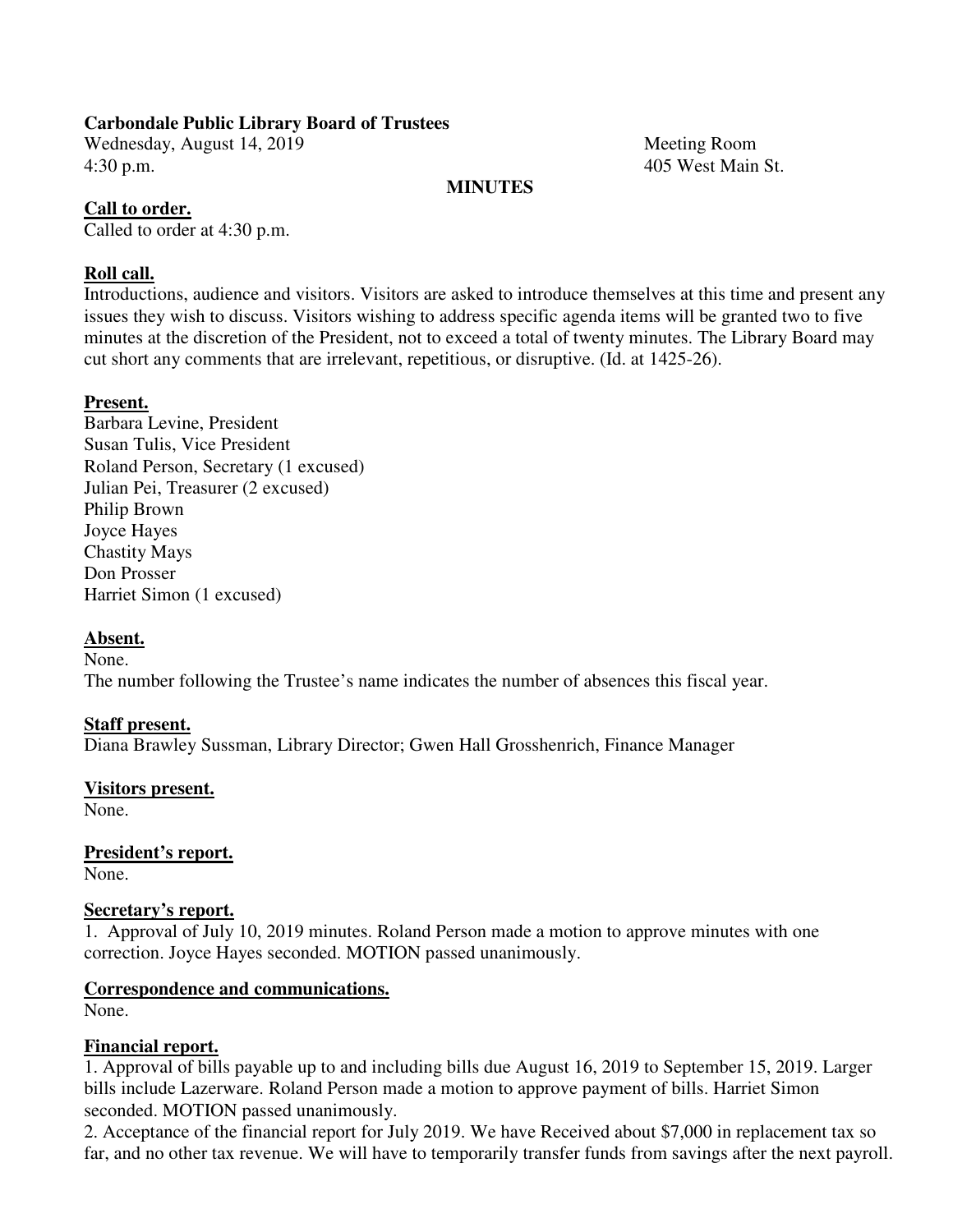**Carbondale Public Library Board of Trustees**

Wednesday, August 14, 2019 — Meeting Room
4:30 p.m. — 405 West Main St.

**MINUTES**

**Call to order.**
Called to order at 4:30 p.m.

**Roll call.**
Introductions, audience and visitors. Visitors are asked to introduce themselves at this time and present any issues they wish to discuss. Visitors wishing to address specific agenda items will be granted two to five minutes at the discretion of the President, not to exceed a total of twenty minutes. The Library Board may cut short any comments that are irrelevant, repetitious, or disruptive. (Id. at 1425-26).

**Present.**
Barbara Levine, President
Susan Tulis, Vice President
Roland Person, Secretary (1 excused)
Julian Pei, Treasurer (2 excused)
Philip Brown
Joyce Hayes
Chastity Mays
Don Prosser
Harriet Simon (1 excused)

**Absent.**
None.
The number following the Trustee's name indicates the number of absences this fiscal year.

**Staff present.**
Diana Brawley Sussman, Library Director; Gwen Hall Grosshenrich, Finance Manager

**Visitors present.**
None.

**President's report.**
None.

**Secretary's report.**
1. Approval of July 10, 2019 minutes. Roland Person made a motion to approve minutes with one correction. Joyce Hayes seconded. MOTION passed unanimously.

**Correspondence and communications.**
None.

**Financial report.**
1. Approval of bills payable up to and including bills due August 16, 2019 to September 15, 2019. Larger bills include Lazerware. Roland Person made a motion to approve payment of bills. Harriet Simon seconded. MOTION passed unanimously.
2. Acceptance of the financial report for July 2019. We have Received about $7,000 in replacement tax so far, and no other tax revenue. We will have to temporarily transfer funds from savings after the next payroll.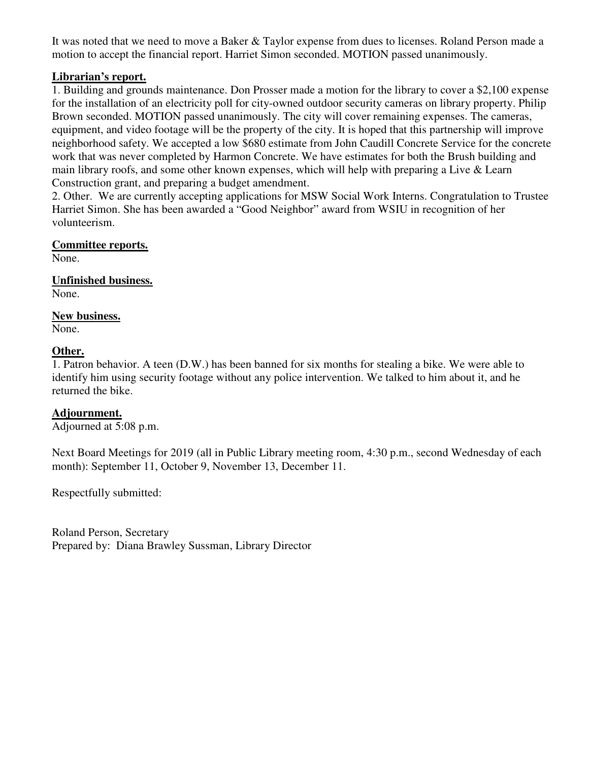It was noted that we need to move a Baker & Taylor expense from dues to licenses. Roland Person made a motion to accept the financial report. Harriet Simon seconded. MOTION passed unanimously.

**Librarian's report.**

1. Building and grounds maintenance. Don Prosser made a motion for the library to cover a $2,100 expense for the installation of an electricity poll for city-owned outdoor security cameras on library property. Philip Brown seconded. MOTION passed unanimously. The city will cover remaining expenses. The cameras, equipment, and video footage will be the property of the city. It is hoped that this partnership will improve neighborhood safety. We accepted a low $680 estimate from John Caudill Concrete Service for the concrete work that was never completed by Harmon Concrete. We have estimates for both the Brush building and main library roofs, and some other known expenses, which will help with preparing a Live & Learn Construction grant, and preparing a budget amendment.
2. Other. We are currently accepting applications for MSW Social Work Interns. Congratulation to Trustee Harriet Simon. She has been awarded a "Good Neighbor" award from WSIU in recognition of her volunteerism.

**Committee reports.**

None.

**Unfinished business.**

None.

**New business.**

None.

**Other.**

1. Patron behavior. A teen (D.W.) has been banned for six months for stealing a bike. We were able to identify him using security footage without any police intervention. We talked to him about it, and he returned the bike.

**Adjournment.**

Adjourned at 5:08 p.m.

Next Board Meetings for 2019 (all in Public Library meeting room, 4:30 p.m., second Wednesday of each month): September 11, October 9, November 13, December 11.

Respectfully submitted:

Roland Person, Secretary
Prepared by: Diana Brawley Sussman, Library Director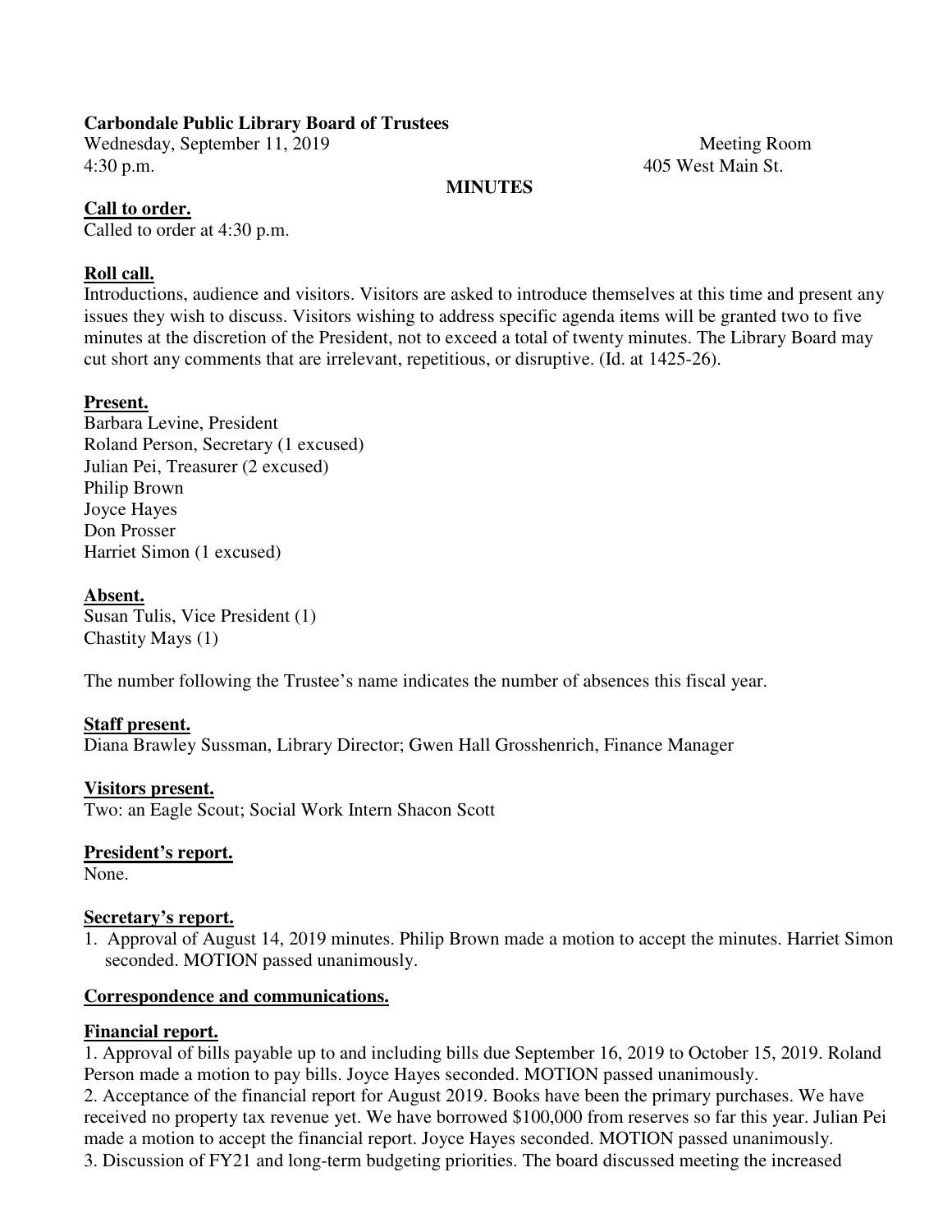**Carbondale Public Library Board of Trustees**

Wednesday, September 11, 2019 | Meeting Room
4:30 p.m. | 405 West Main St.

**MINUTES**

**Call to order.**

Called to order at 4:30 p.m.

**Roll call.**

Introductions, audience and visitors. Visitors are asked to introduce themselves at this time and present any issues they wish to discuss. Visitors wishing to address specific agenda items will be granted two to five minutes at the discretion of the President, not to exceed a total of twenty minutes. The Library Board may cut short any comments that are irrelevant, repetitious, or disruptive. (Id. at 1425-26).

**Present.**

Barbara Levine, President
Roland Person, Secretary (1 excused)
Julian Pei, Treasurer (2 excused)
Philip Brown
Joyce Hayes
Don Prosser
Harriet Simon (1 excused)

**Absent.**

Susan Tulis, Vice President (1)
Chastity Mays (1)

The number following the Trustee's name indicates the number of absences this fiscal year.

**Staff present.**

Diana Brawley Sussman, Library Director; Gwen Hall Grosshenrich, Finance Manager

**Visitors present.**

Two: an Eagle Scout; Social Work Intern Shacon Scott

**President's report.**

None.

**Secretary's report.**

1. Approval of August 14, 2019 minutes. Philip Brown made a motion to accept the minutes. Harriet Simon seconded. MOTION passed unanimously.

**Correspondence and communications.**

**Financial report.**

1. Approval of bills payable up to and including bills due September 16, 2019 to October 15, 2019. Roland Person made a motion to pay bills. Joyce Hayes seconded. MOTION passed unanimously.
2. Acceptance of the financial report for August 2019. Books have been the primary purchases. We have received no property tax revenue yet. We have borrowed $100,000 from reserves so far this year. Julian Pei made a motion to accept the financial report. Joyce Hayes seconded. MOTION passed unanimously.
3. Discussion of FY21 and long-term budgeting priorities. The board discussed meeting the increased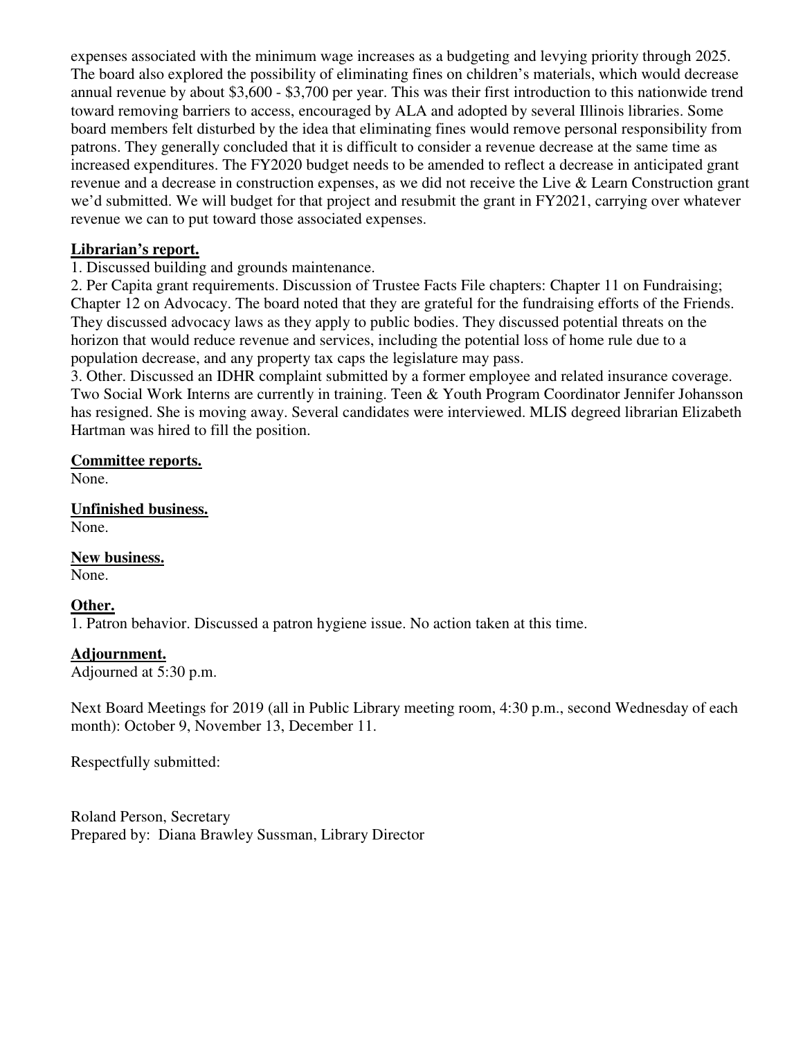expenses associated with the minimum wage increases as a budgeting and levying priority through 2025. The board also explored the possibility of eliminating fines on children's materials, which would decrease annual revenue by about $3,600 - $3,700 per year. This was their first introduction to this nationwide trend toward removing barriers to access, encouraged by ALA and adopted by several Illinois libraries. Some board members felt disturbed by the idea that eliminating fines would remove personal responsibility from patrons. They generally concluded that it is difficult to consider a revenue decrease at the same time as increased expenditures. The FY2020 budget needs to be amended to reflect a decrease in anticipated grant revenue and a decrease in construction expenses, as we did not receive the Live & Learn Construction grant we'd submitted. We will budget for that project and resubmit the grant in FY2021, carrying over whatever revenue we can to put toward those associated expenses.

**Librarian's report.**

1. Discussed building and grounds maintenance.
2. Per Capita grant requirements. Discussion of Trustee Facts File chapters: Chapter 11 on Fundraising; Chapter 12 on Advocacy. The board noted that they are grateful for the fundraising efforts of the Friends. They discussed advocacy laws as they apply to public bodies. They discussed potential threats on the horizon that would reduce revenue and services, including the potential loss of home rule due to a population decrease, and any property tax caps the legislature may pass.
3. Other. Discussed an IDHR complaint submitted by a former employee and related insurance coverage. Two Social Work Interns are currently in training. Teen & Youth Program Coordinator Jennifer Johansson has resigned. She is moving away. Several candidates were interviewed. MLIS degreed librarian Elizabeth Hartman was hired to fill the position.

**Committee reports.**
None.

**Unfinished business.**
None.

**New business.**
None.

**Other.**
1. Patron behavior. Discussed a patron hygiene issue. No action taken at this time.

**Adjournment.**
Adjourned at 5:30 p.m.

Next Board Meetings for 2019 (all in Public Library meeting room, 4:30 p.m., second Wednesday of each month): October 9, November 13, December 11.

Respectfully submitted:

Roland Person, Secretary
Prepared by: Diana Brawley Sussman, Library Director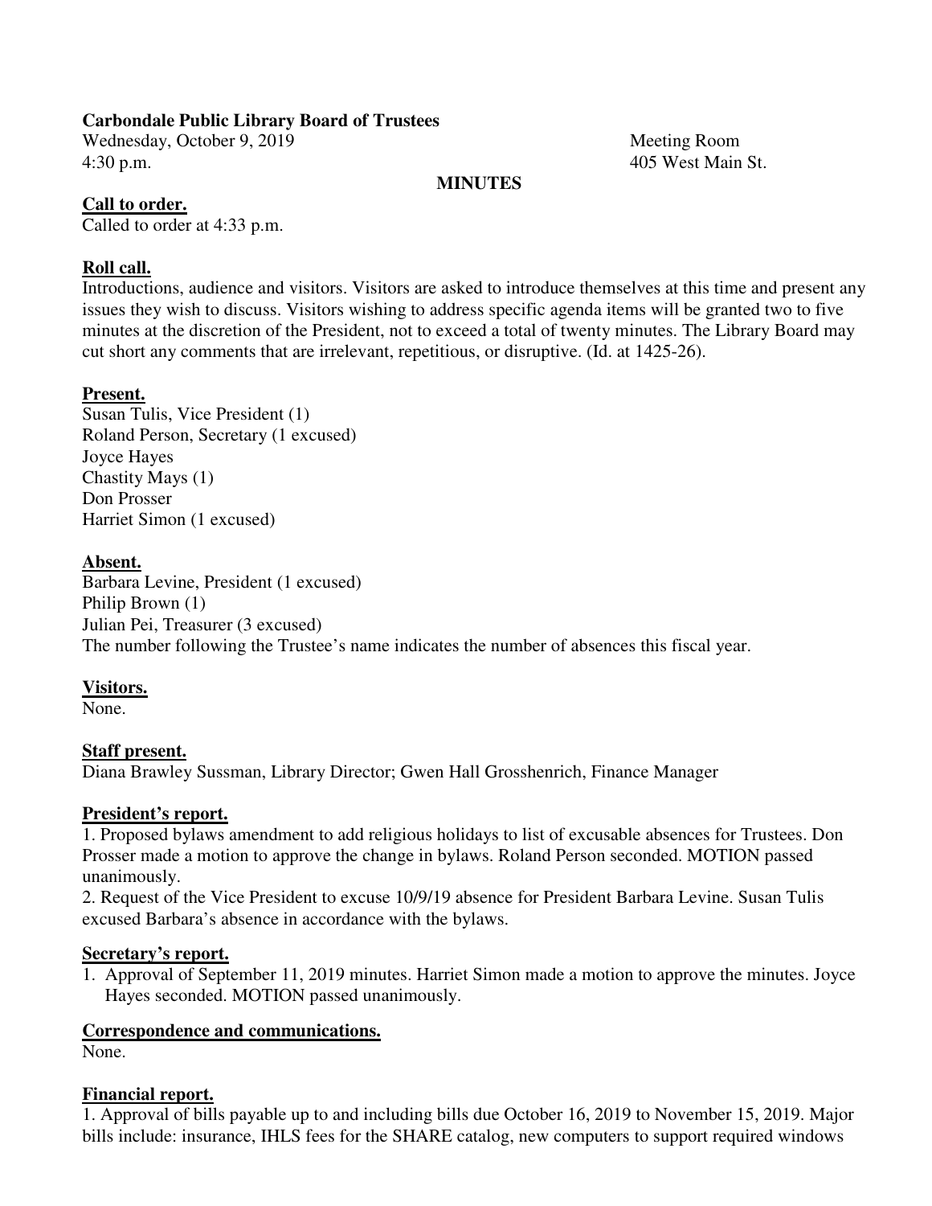**Carbondale Public Library Board of Trustees**

Wednesday, October 9, 2019
4:30 p.m.

Meeting Room
405 West Main St.

**MINUTES**

**Call to order.**

Called to order at 4:33 p.m.

**Roll call.**

Introductions, audience and visitors. Visitors are asked to introduce themselves at this time and present any issues they wish to discuss. Visitors wishing to address specific agenda items will be granted two to five minutes at the discretion of the President, not to exceed a total of twenty minutes. The Library Board may cut short any comments that are irrelevant, repetitious, or disruptive. (Id. at 1425-26).

**Present.**

Susan Tulis, Vice President (1)
Roland Person, Secretary (1 excused)
Joyce Hayes
Chastity Mays (1)
Don Prosser
Harriet Simon (1 excused)

**Absent.**

Barbara Levine, President (1 excused)
Philip Brown (1)
Julian Pei, Treasurer (3 excused)
The number following the Trustee's name indicates the number of absences this fiscal year.

**Visitors.**

None.

**Staff present.**

Diana Brawley Sussman, Library Director; Gwen Hall Grosshenrich, Finance Manager

**President's report.**

1. Proposed bylaws amendment to add religious holidays to list of excusable absences for Trustees. Don Prosser made a motion to approve the change in bylaws. Roland Person seconded. MOTION passed unanimously.
2. Request of the Vice President to excuse 10/9/19 absence for President Barbara Levine. Susan Tulis excused Barbara's absence in accordance with the bylaws.

**Secretary's report.**

1. Approval of September 11, 2019 minutes. Harriet Simon made a motion to approve the minutes. Joyce Hayes seconded. MOTION passed unanimously.

**Correspondence and communications.**

None.

**Financial report.**

1. Approval of bills payable up to and including bills due October 16, 2019 to November 15, 2019. Major bills include: insurance, IHLS fees for the SHARE catalog, new computers to support required windows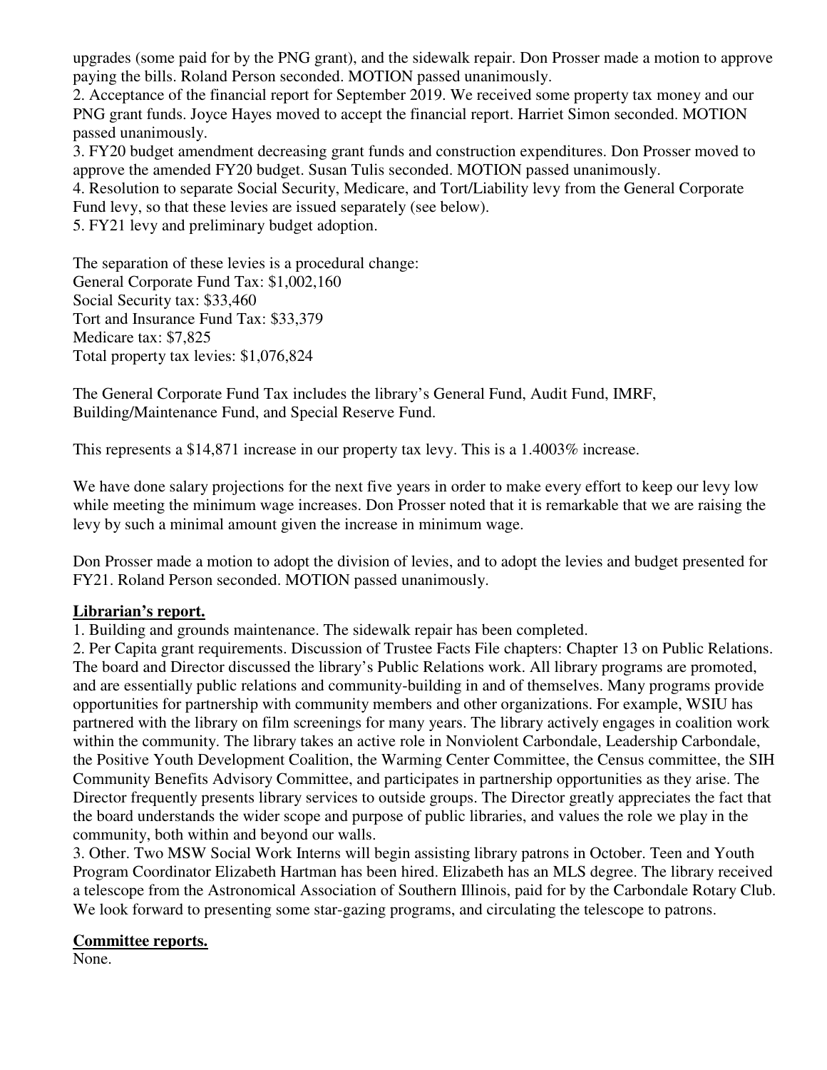upgrades (some paid for by the PNG grant), and the sidewalk repair. Don Prosser made a motion to approve paying the bills. Roland Person seconded. MOTION passed unanimously.

2. Acceptance of the financial report for September 2019. We received some property tax money and our PNG grant funds. Joyce Hayes moved to accept the financial report. Harriet Simon seconded. MOTION passed unanimously.

3. FY20 budget amendment decreasing grant funds and construction expenditures. Don Prosser moved to approve the amended FY20 budget. Susan Tulis seconded. MOTION passed unanimously.

4. Resolution to separate Social Security, Medicare, and Tort/Liability levy from the General Corporate Fund levy, so that these levies are issued separately (see below).

5. FY21 levy and preliminary budget adoption.

The separation of these levies is a procedural change:
General Corporate Fund Tax: $1,002,160
Social Security tax: $33,460
Tort and Insurance Fund Tax: $33,379
Medicare tax: $7,825
Total property tax levies: $1,076,824

The General Corporate Fund Tax includes the library's General Fund, Audit Fund, IMRF, Building/Maintenance Fund, and Special Reserve Fund.

This represents a $14,871 increase in our property tax levy. This is a 1.4003% increase.

We have done salary projections for the next five years in order to make every effort to keep our levy low while meeting the minimum wage increases. Don Prosser noted that it is remarkable that we are raising the levy by such a minimal amount given the increase in minimum wage.

Don Prosser made a motion to adopt the division of levies, and to adopt the levies and budget presented for FY21. Roland Person seconded. MOTION passed unanimously.

**Librarian's report.**

1. Building and grounds maintenance. The sidewalk repair has been completed.

2. Per Capita grant requirements. Discussion of Trustee Facts File chapters: Chapter 13 on Public Relations. The board and Director discussed the library's Public Relations work. All library programs are promoted, and are essentially public relations and community-building in and of themselves. Many programs provide opportunities for partnership with community members and other organizations. For example, WSIU has partnered with the library on film screenings for many years. The library actively engages in coalition work within the community. The library takes an active role in Nonviolent Carbondale, Leadership Carbondale, the Positive Youth Development Coalition, the Warming Center Committee, the Census committee, the SIH Community Benefits Advisory Committee, and participates in partnership opportunities as they arise. The Director frequently presents library services to outside groups. The Director greatly appreciates the fact that the board understands the wider scope and purpose of public libraries, and values the role we play in the community, both within and beyond our walls.

3. Other. Two MSW Social Work Interns will begin assisting library patrons in October. Teen and Youth Program Coordinator Elizabeth Hartman has been hired. Elizabeth has an MLS degree. The library received a telescope from the Astronomical Association of Southern Illinois, paid for by the Carbondale Rotary Club. We look forward to presenting some star-gazing programs, and circulating the telescope to patrons.

**Committee reports.**

None.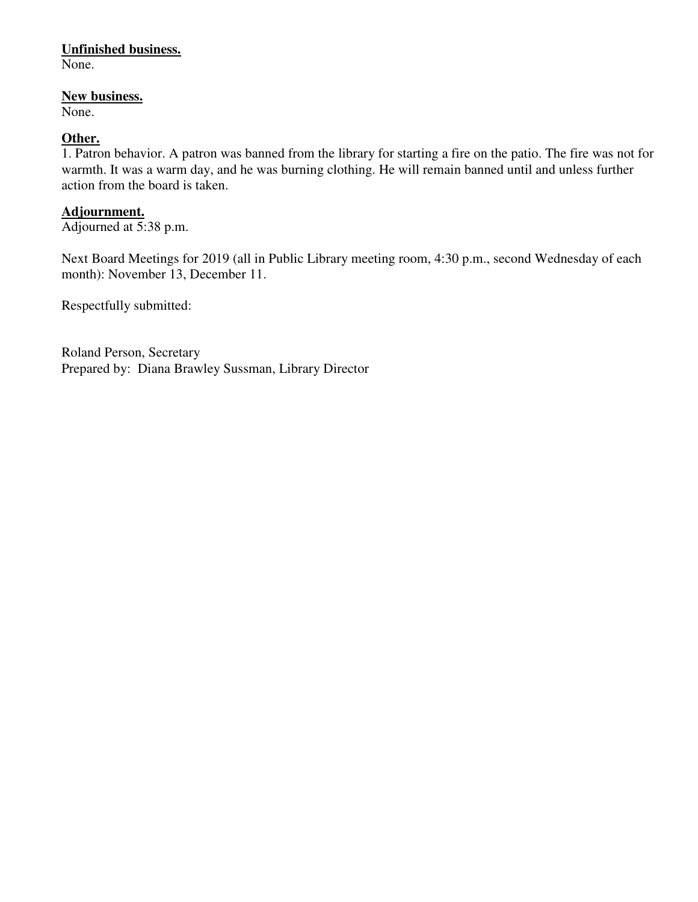**Unfinished business.**
None.

**New business.**
None.

**Other.**
1. Patron behavior. A patron was banned from the library for starting a fire on the patio. The fire was not for warmth. It was a warm day, and he was burning clothing. He will remain banned until and unless further action from the board is taken.

**Adjournment.**
Adjourned at 5:38 p.m.

Next Board Meetings for 2019 (all in Public Library meeting room, 4:30 p.m., second Wednesday of each month): November 13, December 11.

Respectfully submitted:

Roland Person, Secretary
Prepared by: Diana Brawley Sussman, Library Director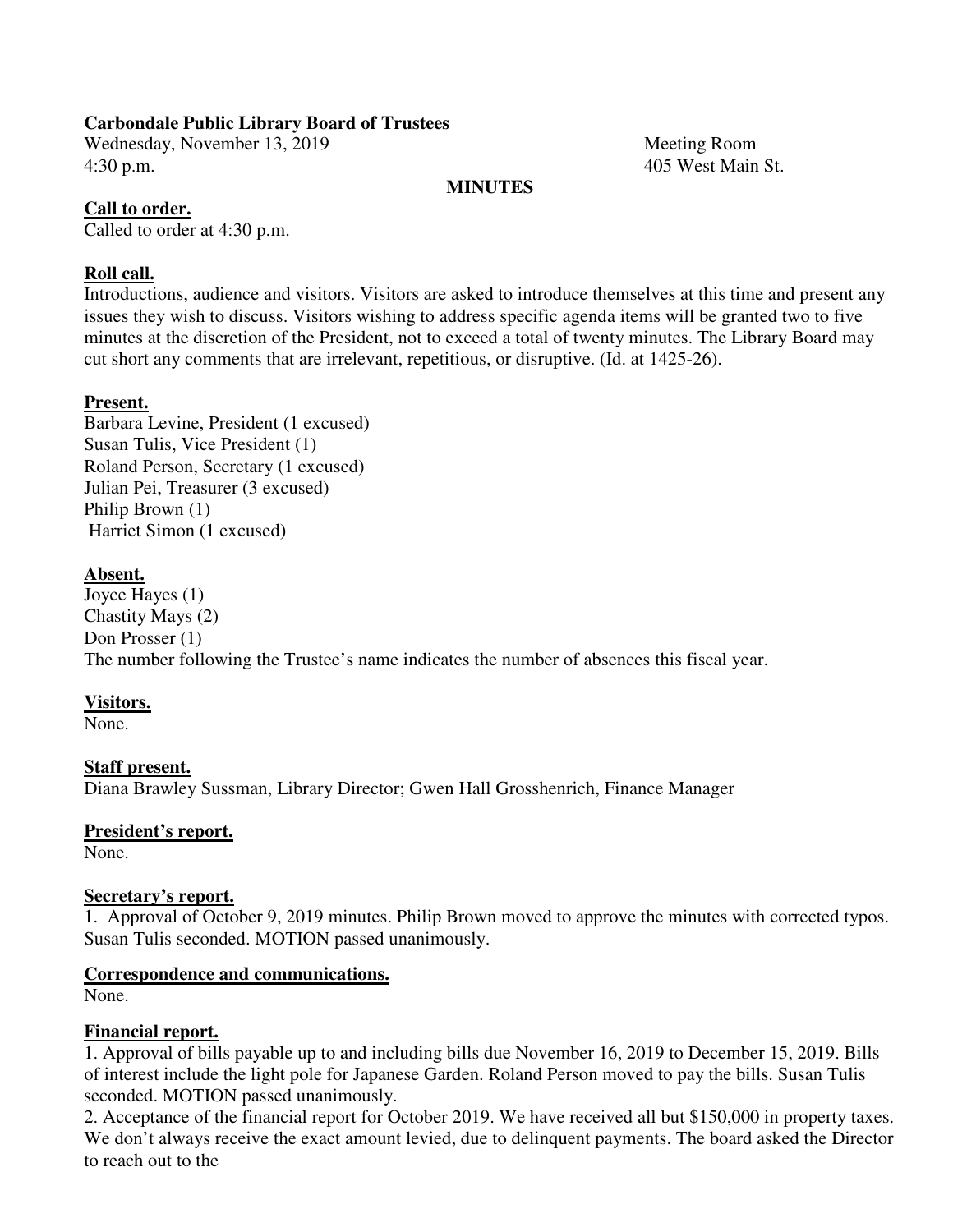**Carbondale Public Library Board of Trustees**

Wednesday, November 13, 2019 Meeting Room
4:30 p.m. 405 West Main St.

**MINUTES**

**Call to order.**

Called to order at 4:30 p.m.

**Roll call.**

Introductions, audience and visitors. Visitors are asked to introduce themselves at this time and present any issues they wish to discuss. Visitors wishing to address specific agenda items will be granted two to five minutes at the discretion of the President, not to exceed a total of twenty minutes. The Library Board may cut short any comments that are irrelevant, repetitious, or disruptive. (Id. at 1425-26).

**Present.**

Barbara Levine, President (1 excused)
Susan Tulis, Vice President (1)
Roland Person, Secretary (1 excused)
Julian Pei, Treasurer (3 excused)
Philip Brown (1)
Harriet Simon (1 excused)

**Absent.**

Joyce Hayes (1)
Chastity Mays (2)
Don Prosser (1)
The number following the Trustee's name indicates the number of absences this fiscal year.

**Visitors.**

None.

**Staff present.**

Diana Brawley Sussman, Library Director; Gwen Hall Grosshenrich, Finance Manager

**President's report.**

None.

**Secretary's report.**

1. Approval of October 9, 2019 minutes. Philip Brown moved to approve the minutes with corrected typos. Susan Tulis seconded. MOTION passed unanimously.

**Correspondence and communications.**

None.

**Financial report.**

1. Approval of bills payable up to and including bills due November 16, 2019 to December 15, 2019. Bills of interest include the light pole for Japanese Garden. Roland Person moved to pay the bills. Susan Tulis seconded. MOTION passed unanimously.
2. Acceptance of the financial report for October 2019. We have received all but $150,000 in property taxes. We don't always receive the exact amount levied, due to delinquent payments. The board asked the Director to reach out to the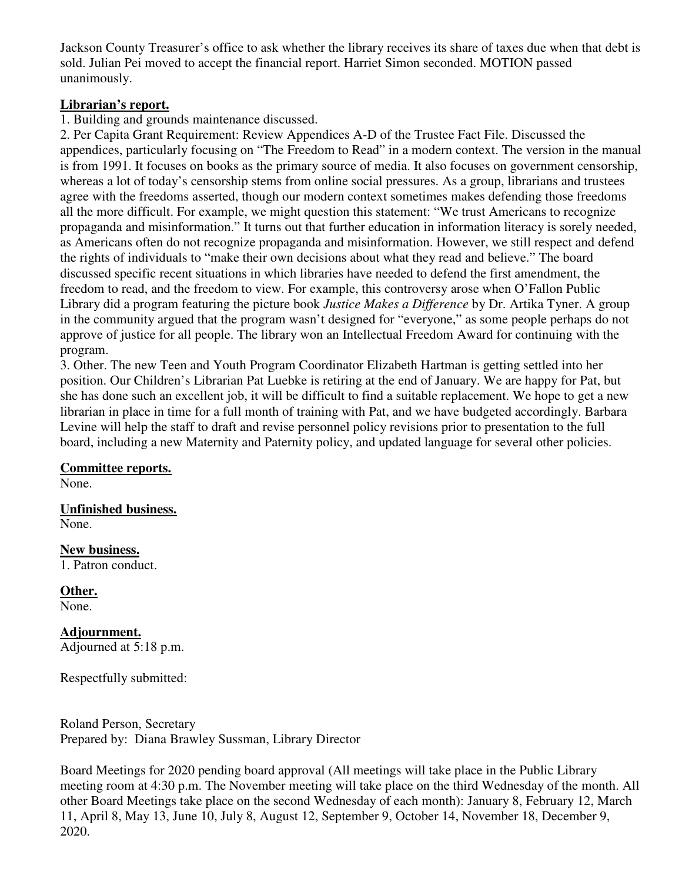Jackson County Treasurer's office to ask whether the library receives its share of taxes due when that debt is sold. Julian Pei moved to accept the financial report. Harriet Simon seconded. MOTION passed unanimously.

**Librarian's report.**

1. Building and grounds maintenance discussed.
2. Per Capita Grant Requirement: Review Appendices A-D of the Trustee Fact File. Discussed the appendices, particularly focusing on "The Freedom to Read" in a modern context. The version in the manual is from 1991. It focuses on books as the primary source of media. It also focuses on government censorship, whereas a lot of today's censorship stems from online social pressures. As a group, librarians and trustees agree with the freedoms asserted, though our modern context sometimes makes defending those freedoms all the more difficult. For example, we might question this statement: "We trust Americans to recognize propaganda and misinformation." It turns out that further education in information literacy is sorely needed, as Americans often do not recognize propaganda and misinformation. However, we still respect and defend the rights of individuals to "make their own decisions about what they read and believe." The board discussed specific recent situations in which libraries have needed to defend the first amendment, the freedom to read, and the freedom to view. For example, this controversy arose when O'Fallon Public Library did a program featuring the picture book *Justice Makes a Difference* by Dr. Artika Tyner. A group in the community argued that the program wasn't designed for "everyone," as some people perhaps do not approve of justice for all people. The library won an Intellectual Freedom Award for continuing with the program.
3. Other. The new Teen and Youth Program Coordinator Elizabeth Hartman is getting settled into her position. Our Children's Librarian Pat Luebke is retiring at the end of January. We are happy for Pat, but she has done such an excellent job, it will be difficult to find a suitable replacement. We hope to get a new librarian in place in time for a full month of training with Pat, and we have budgeted accordingly. Barbara Levine will help the staff to draft and revise personnel policy revisions prior to presentation to the full board, including a new Maternity and Paternity policy, and updated language for several other policies.

**Committee reports.**
None.

**Unfinished business.**
None.

**New business.**
1. Patron conduct.

**Other.**
None.

**Adjournment.**
Adjourned at 5:18 p.m.

Respectfully submitted:

Roland Person, Secretary
Prepared by: Diana Brawley Sussman, Library Director

Board Meetings for 2020 pending board approval (All meetings will take place in the Public Library meeting room at 4:30 p.m. The November meeting will take place on the third Wednesday of the month. All other Board Meetings take place on the second Wednesday of each month): January 8, February 12, March 11, April 8, May 13, June 10, July 8, August 12, September 9, October 14, November 18, December 9, 2020.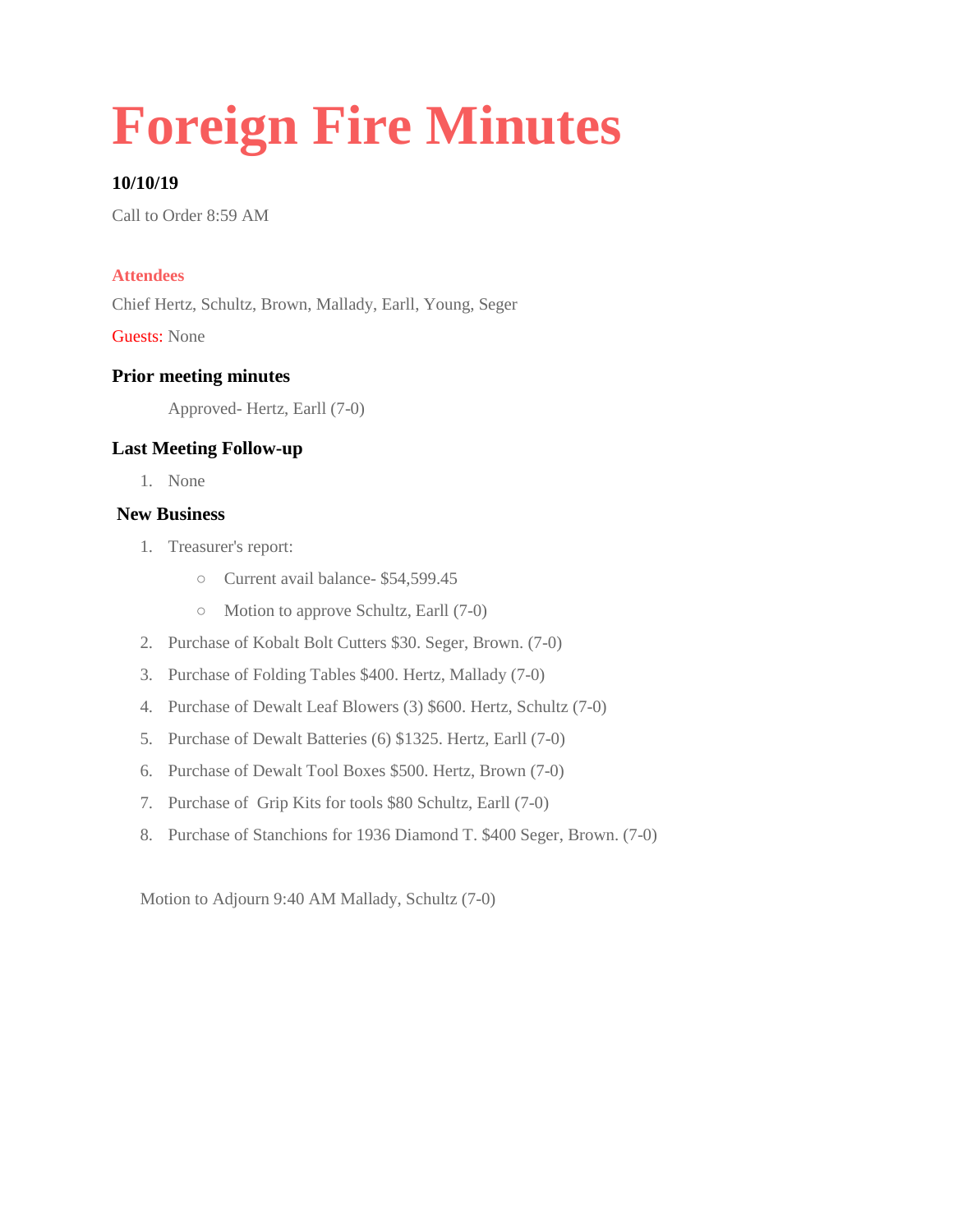# Foreign Fire Minutes

**10/10/19**

Call to Order 8:59 AM

**Attendees**

Chief Hertz, Schultz, Brown, Mallady, Earll, Young, Seger

Guests: None

### Prior meeting minutes

Approved- Hertz, Earll (7-0)

### Last Meeting Follow-up

1. None

### New Business

1. Treasurer's report:
   - Current avail balance- $54,599.45
   - Motion to approve Schultz, Earll (7-0)
2. Purchase of Kobalt Bolt Cutters $30. Seger, Brown. (7-0)
3. Purchase of Folding Tables $400. Hertz, Mallady (7-0)
4. Purchase of Dewalt Leaf Blowers (3) $600. Hertz, Schultz (7-0)
5. Purchase of Dewalt Batteries (6) $1325. Hertz, Earll (7-0)
6. Purchase of Dewalt Tool Boxes $500. Hertz, Brown (7-0)
7. Purchase of Grip Kits for tools $80 Schultz, Earll (7-0)
8. Purchase of Stanchions for 1936 Diamond T. $400 Seger, Brown. (7-0)

Motion to Adjourn 9:40 AM Mallady, Schultz (7-0)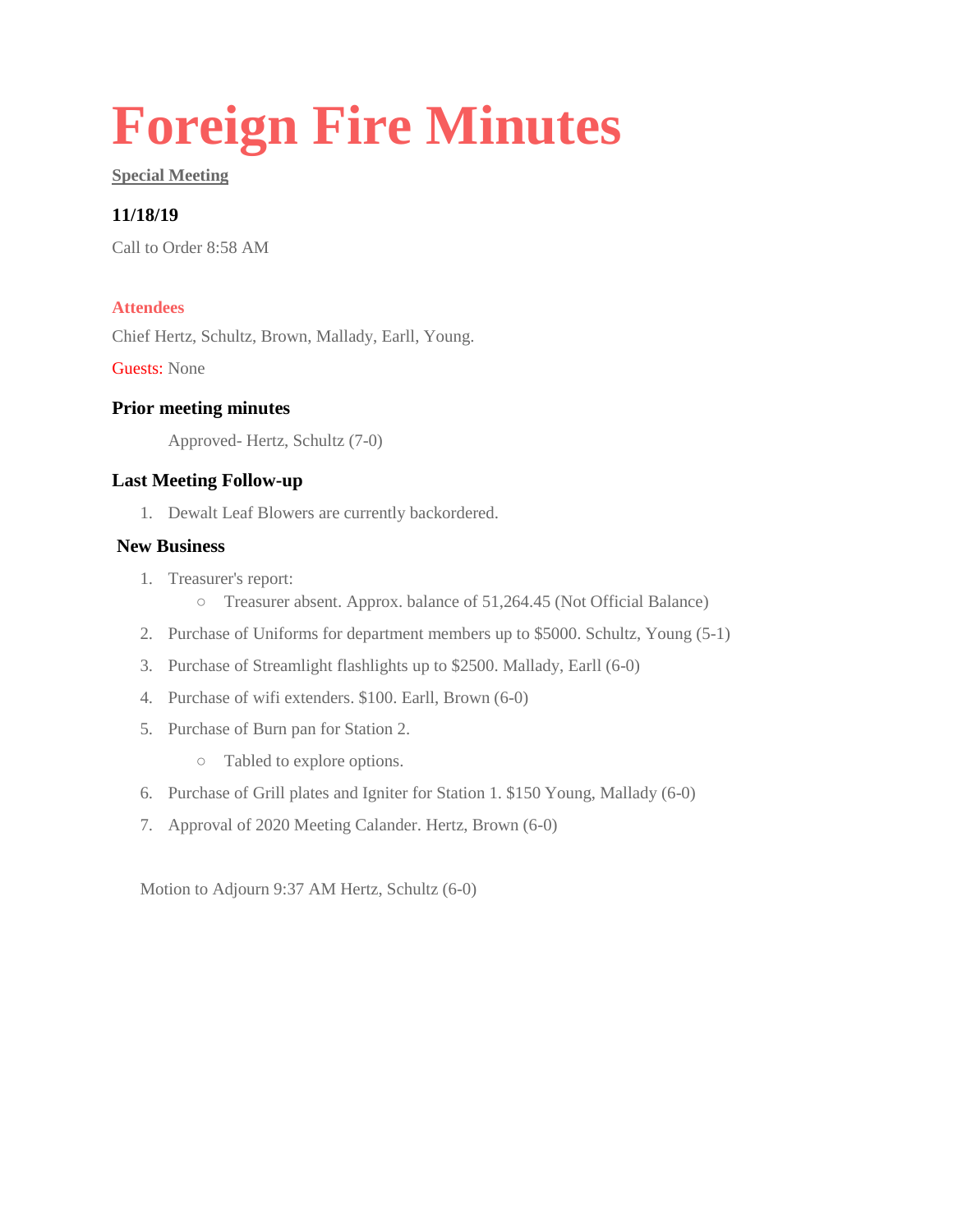# Foreign Fire Minutes

**Special Meeting**

### 11/18/19

Call to Order 8:58 AM

#### Attendees

Chief Hertz, Schultz, Brown, Mallady, Earll, Young.

Guests: None

### Prior meeting minutes

Approved- Hertz, Schultz (7-0)

### Last Meeting Follow-up

1. Dewalt Leaf Blowers are currently backordered.

### New Business

1. Treasurer's report:
    - Treasurer absent. Approx. balance of 51,264.45 (Not Official Balance)
2. Purchase of Uniforms for department members up to $5000. Schultz, Young (5-1)
3. Purchase of Streamlight flashlights up to $2500. Mallady, Earll (6-0)
4. Purchase of wifi extenders. $100. Earll, Brown (6-0)
5. Purchase of Burn pan for Station 2.
    - Tabled to explore options.
6. Purchase of Grill plates and Igniter for Station 1. $150 Young, Mallady (6-0)
7. Approval of 2020 Meeting Calander. Hertz, Brown (6-0)

Motion to Adjourn 9:37 AM Hertz, Schultz (6-0)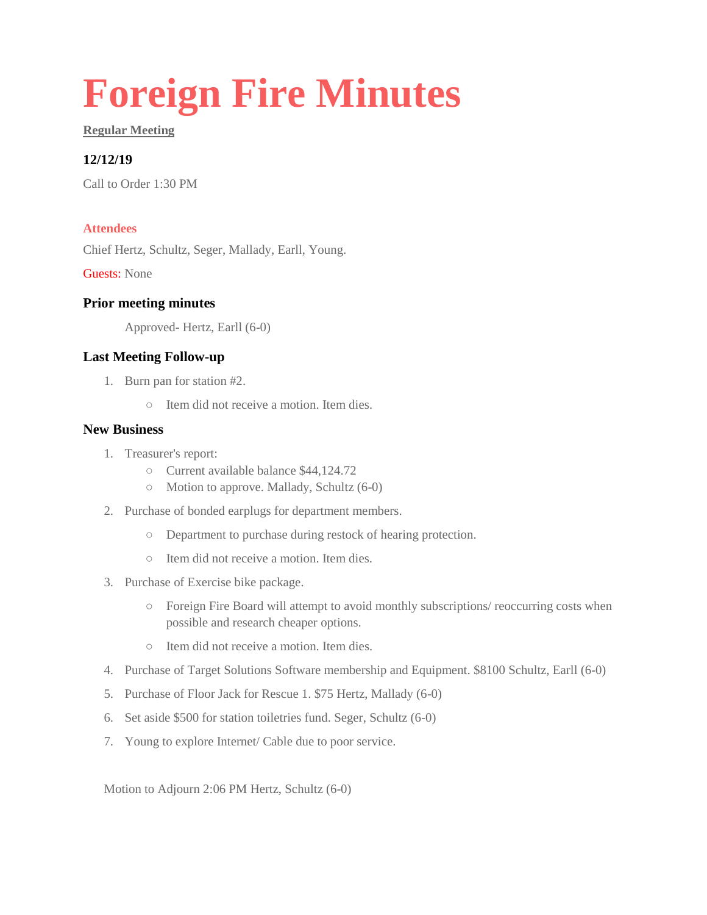# Foreign Fire Minutes

**Regular Meeting**

### 12/12/19

Call to Order 1:30 PM

#### Attendees

Chief Hertz, Schultz, Seger, Mallady, Earll, Young.

Guests: None

### Prior meeting minutes

Approved- Hertz, Earll (6-0)

### Last Meeting Follow-up

1. Burn pan for station #2.
   - Item did not receive a motion. Item dies.

### New Business

1. Treasurer's report:
   - Current available balance $44,124.72
   - Motion to approve. Mallady, Schultz (6-0)
2. Purchase of bonded earplugs for department members.
   - Department to purchase during restock of hearing protection.
   - Item did not receive a motion. Item dies.
3. Purchase of Exercise bike package.
   - Foreign Fire Board will attempt to avoid monthly subscriptions/ reoccurring costs when possible and research cheaper options.
   - Item did not receive a motion. Item dies.
4. Purchase of Target Solutions Software membership and Equipment. $8100 Schultz, Earll (6-0)
5. Purchase of Floor Jack for Rescue 1. $75 Hertz, Mallady (6-0)
6. Set aside $500 for station toiletries fund. Seger, Schultz (6-0)
7. Young to explore Internet/ Cable due to poor service.

Motion to Adjourn 2:06 PM Hertz, Schultz (6-0)